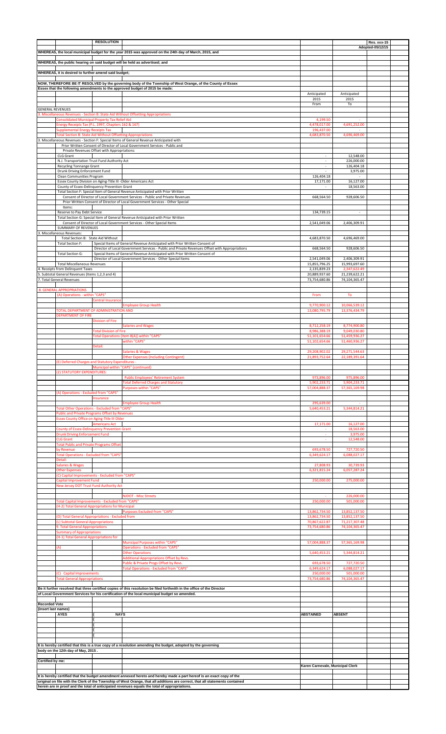**RESOLUTION** | **Res. xxx-15** | **Adopted-05/12/15**

**WHEREAS, the local municipal budget for the year 2015 was approved on the 24th day of March, 2015, and**

**WHEREAS, the public hearing on said budget will be held as advertised; and**

**WHEREAS, it is desired to further amend said budget;**

**NOW, THEREFORE BE IT RESOLVED by the governing body of the Township of West Orange, of the County of Essex**
**Essex that the following amendments to the approved budget of 2015 be made:**

| | Anticipated 2015 From | Anticipated 2015 To |
|---|---|---|
| GENERAL REVENUES | | |
| 3. Miscellaneous Revenues - Section B: State Aid Without Offsetting Appropriations | | |
| Consolidated Municipal Property Tax Relief Aid | 4,199.50 | - |
| Energy Receipts Tax (P.L. 1997, Chapters 162 & 167) | 4,478,017.00 | 4,691,252.00 |
| Supplemental Energy Receipts Tax | 196,437.00 | - |
| Total Section B: State Aid Without Offsetting Appropriations | 4,683,870.50 | 4,696,469.00 |
| 3. Miscellaneous Revenues - Section F: Special Items of General Revenue Anticipated with Prior Written Consent of Director of Local Government Services - Public and Private Revenues Offset with Appropriations: | | |
| CLG Grant | - | 12,548.00 |
| N.J. Transportation Trust Fund Authority Act | - | 226,000.00 |
| Recycling Tonnange Grant | - | 126,404.18 |
| Drunk Driving Enforcement Fund | - | 3,975.00 |
| Clean Communities Program | 126,404.18 | - |
| Essex County Division on Aging-Title III -Older Americans Act | 17,171.00 | 16,127.00 |
| County of Essex-Delinquency Prevention Grant | - | 18,563.00 |
| Total Section F: Special Item of General Revenue Anticipated with Prior Written Consent of Director of Local Government Services - Public and Private Revenues | 668,564.50 | 928,606.50 |
| Prior Written Consent of Director of Local Government Services - Other Special Items: | | |
| Reserve to Pay Debt Service | 134,739.15 | - |
| Total Section G: Special Item of General Revenue Anticipated with Prior Written Consent of Director of Local Government Services - Other Special Items | 2,541,049.06 | 2,406,309.91 |
| SUMMARY OF REVENUES | | |
| 3. Miscellaneous Revenues: | | |
| Total Section B: State Aid Without | 4,683,870.50 | 4,696,469.00 |
| Total Section F: Special Items of General Revenue Anticipated with Prior Written Consent of Director of Local Government Services - Public and Private Revenues Offset with Appropriations | 668,564.50 | 928,606.50 |
| Total Section G: Special Items of General Revenue Anticipated with Prior Written Consent of Director of Local Government Services - Other Special Items | 2,541,049.06 | 2,406,309.91 |
| Total Miscellaneous Revenues | 15,855,796.25 | 15,993,697.60 |
| 4. Receipts from Delinquent Taxes | 2,135,839.23 | 2,347,622.49 |
| 5. Subtotal General Revenues (Items 1,2,3 and 4) | 20,889,937.60 | 21,239,622.21 |
| 7. Total General Revenues | 73,754,680.86 | 74,104,365.47 |

| 8. GENERAL APPROPRIATIONS | From | To |
|---|---|---|
| (A) Operations - within "CAPS" | | |
| Central Insurance | | |
| Employee Group Health | 9,770,900.12 | 10,066,539.12 |
| TOTAL DEPARTMENT OF ADMINISTRATION AND | 13,080,795.79 | 13,376,434.79 |
| DEPARTMENT OF FIRE | | |
| Division of Fire | | |
| Salaries and Wages | 8,712,258.19 | 8,774,900.80 |
| Total Division of Fire | 8,986,388.19 | 9,049,030.80 |
| Total Operations (Item 8(A)) within "CAPS" | 51,101,654.66 | 51,459,936.27 |
| within "CAPS" | 51,102,654.66 | 51,460,936.27 |
| Detail: | | |
| Salaries & Wages | 29,208,902.02 | 29,271,544.63 |
| Other Expenses (including Contingent) | 21,893,752.64 | 22,189,391.64 |
| (E) Deferred Charges and Statutory Expenditures - Municipal within "CAPS" (continued) | | |
| (2) STATUTORY EXPENDITURES: | | |
| Public Employees' Retirement System | 973,896.00 | 975,896.00 |
| Total Deferred Charges and Statutory | 5,902,233.71 | 5,904,233.71 |
| Purposes within "CAPS" | 57,004,888.37 | 57,365,169.98 |
| (A) Operations - Excluded from "CAPS" | | |
| Insurance | | |
| Employee Group Health | 295,639.00 | - |
| Total Other Operations - Excluded from "CAPS" | 5,640,453.21 | 5,344,814.21 |
| Public and Private Programs Offset by Revenues | | |
| Essex County Office on Aging-Title III Older Americans Act | 17,171.00 | 16,127.00 |
| County of Essex-Delinquency Prevention Grant | - | 18,563.00 |
| Drunk Driving Enforcement Fund | - | 3,975.00 |
| CLG Grant | - | 12,548.00 |
| Total Public and Private Programs Offset by Revenue | 693,678.50 | 727,720.50 |
| Total Operations - Excluded from "CAPS" | 6,349,624.17 | 6,088,027.17 |
| Detail: | | |
| Salaries & Wages | 27,808.93 | 30,739.93 |
| Other Expenses | 6,321,815.24 | 6,057,287.24 |
| (C) Capital Improvements - Excluded from "CAPS" | | |
| Capital Improvement Fund | 250,000.00 | 275,000.00 |
| New Jersey DOT Trust Fund Authority Act | | |
| NJDOT - Misc Streets | - | 226,000.00 |
| Total Capital Improvements - Excluded from "CAPS" | 250,000.00 | 501,000.00 |
| (H-2) Total General Appropriations for Municipal Purposes Excluded from "CAPS" | 13,862,734.50 | 13,852,137.50 |
| (O) Total General Appropriations - Excluded from | 13,862,734.50 | 13,852,137.50 |
| (L) Subtotal General Appropriations | 70,867,622.87 | 71,217,307.48 |
| 9. Total General Appropriations | 73,754,680.86 | 74,104,365.47 |
| Summary of Appropriations | | |
| (H-1) Total General Appropriations for Municipal Purposes within "CAPS" | 57,004,888.37 | 57,365,169.98 |
| (A) Operations - Excluded from "CAPS" | | |
| Other Operations | 5,640,453.21 | 5,344,814.21 |
| Additional Appropriations Offset by Revs. Public & Private Progs Offset by Revs. | 693,678.50 | 727,720.50 |
| Total Operations - Excluded from "CAPS" | 6,349,624.17 | 6,088,027.17 |
| (C) Capital Improvements | 250,000.00 | 501,000.00 |
| Total General Appropriations | 73,754,680.86 | 74,104,365.47 |

**Be it further resolved that three certified copies of this resolution be filed forthwith in the office of the Director of Local Government Services for his certification of the local municipal budget so amended.**

**Recorded Vote**
**(insert last names)**

| AYES | NAYS | ABSTAINED | ABSENT |
|---|---|---|---|
| | | | |

**It is hereby certified that this is a true copy of a resolution amending the budget, adopted by the governing body on the 12th day of May, 2015 .**

**Certified by me:**

**Karen Carnevale, Municipal Clerk**

**It is hereby certified that the budget amendment annexed hereto and hereby made a part hereof is an exact copy of the original on file with the Clerk of the Township of West Orange, that all additions are correct, that all statements contained herein are in proof and the total of anticipated revenues equals the total of appropriations.**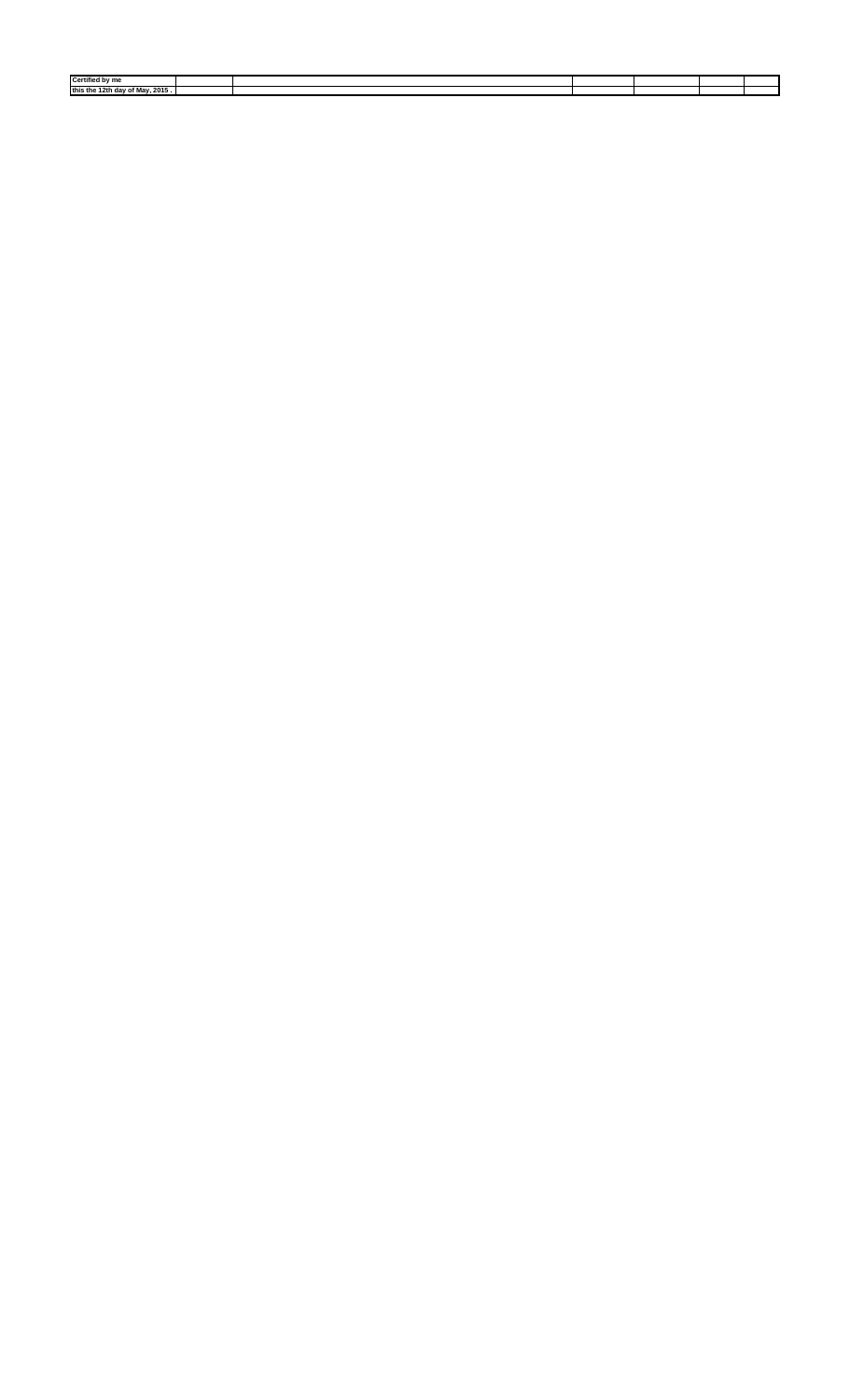| | | | | | | |
|---|---|---|---|---|---|---|
| **Certified by me** | | | | | | |
| **this the 12th day of May, 2015 .** | | | | | | |